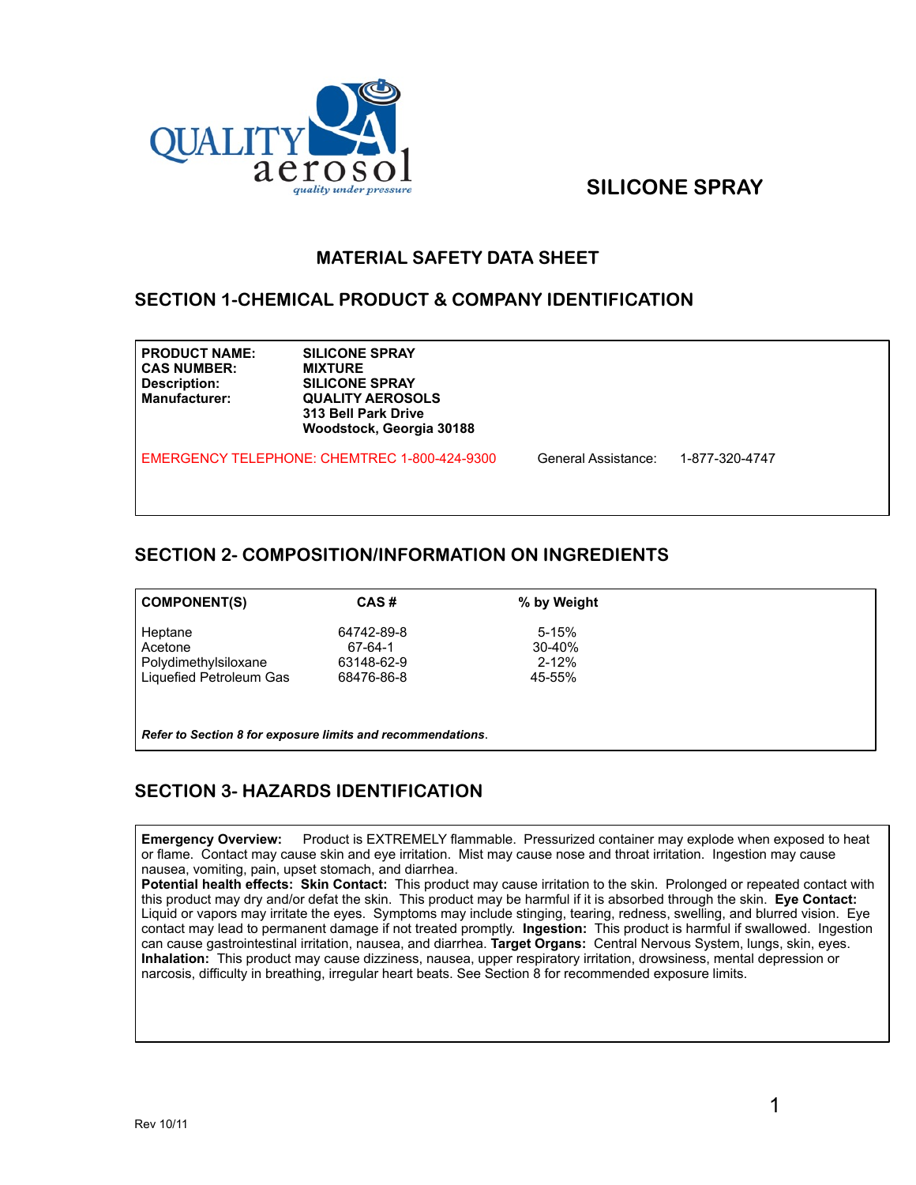QUALITY aerosol
*quality under pressure*

# SILICONE SPRAY

## MATERIAL SAFETY DATA SHEET

## SECTION 1-CHEMICAL PRODUCT & COMPANY IDENTIFICATION

| | |
|---|---|
| **PRODUCT NAME:** | **SILICONE SPRAY** |
| **CAS NUMBER:** | **MIXTURE** |
| **Description:** | **SILICONE SPRAY** |
| **Manufacturer:** | **QUALITY AEROSOLS**<br>**313 Bell Park Drive**<br>**Woodstock, Georgia 30188** |

EMERGENCY TELEPHONE: CHEMTREC 1-800-424-9300 General Assistance: 1-877-320-4747

## SECTION 2- COMPOSITION/INFORMATION ON INGREDIENTS

| COMPONENT(S) | CAS # | % by Weight |
|---|---|---|
| Heptane | 64742-89-8 | 5-15% |
| Acetone | 67-64-1 | 30-40% |
| Polydimethylsiloxane | 63148-62-9 | 2-12% |
| Liquefied Petroleum Gas | 68476-86-8 | 45-55% |

***Refer to Section 8 for exposure limits and recommendations***.

## SECTION 3- HAZARDS IDENTIFICATION

**Emergency Overview:** Product is EXTREMELY flammable. Pressurized container may explode when exposed to heat or flame. Contact may cause skin and eye irritation. Mist may cause nose and throat irritation. Ingestion may cause nausea, vomiting, pain, upset stomach, and diarrhea.
**Potential health effects: Skin Contact:** This product may cause irritation to the skin. Prolonged or repeated contact with this product may dry and/or defat the skin. This product may be harmful if it is absorbed through the skin. **Eye Contact:** Liquid or vapors may irritate the eyes. Symptoms may include stinging, tearing, redness, swelling, and blurred vision. Eye contact may lead to permanent damage if not treated promptly. **Ingestion:** This product is harmful if swallowed. Ingestion can cause gastrointestinal irritation, nausea, and diarrhea. **Target Organs:** Central Nervous System, lungs, skin, eyes. **Inhalation:** This product may cause dizziness, nausea, upper respiratory irritation, drowsiness, mental depression or narcosis, difficulty in breathing, irregular heart beats. See Section 8 for recommended exposure limits.

Rev 10/11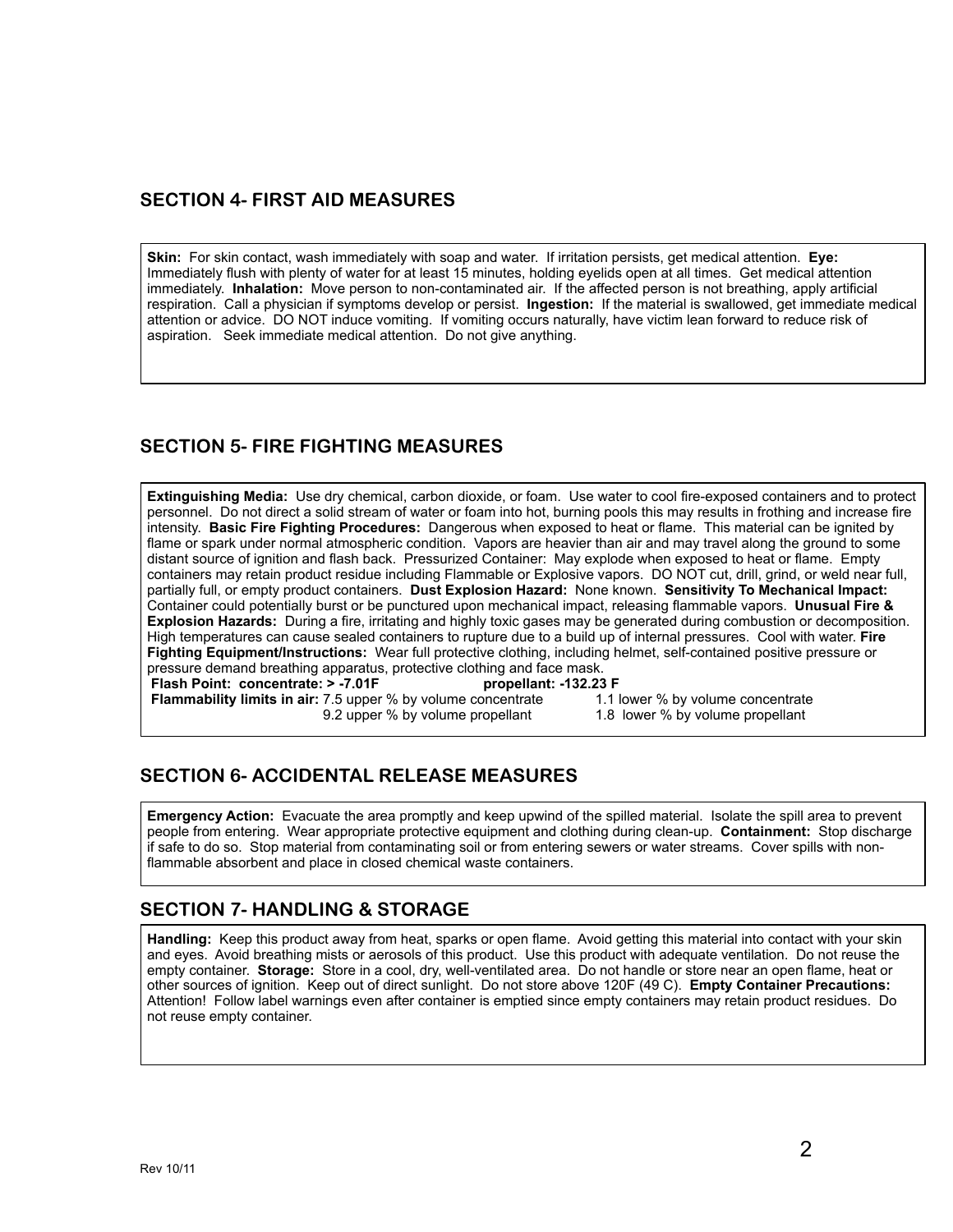## SECTION 4- FIRST AID MEASURES

**Skin:** For skin contact, wash immediately with soap and water. If irritation persists, get medical attention. **Eye:** Immediately flush with plenty of water for at least 15 minutes, holding eyelids open at all times. Get medical attention immediately. **Inhalation:** Move person to non-contaminated air. If the affected person is not breathing, apply artificial respiration. Call a physician if symptoms develop or persist. **Ingestion:** If the material is swallowed, get immediate medical attention or advice. DO NOT induce vomiting. If vomiting occurs naturally, have victim lean forward to reduce risk of aspiration. Seek immediate medical attention. Do not give anything.

## SECTION 5- FIRE FIGHTING MEASURES

**Extinguishing Media:** Use dry chemical, carbon dioxide, or foam. Use water to cool fire-exposed containers and to protect personnel. Do not direct a solid stream of water or foam into hot, burning pools this may results in frothing and increase fire intensity. **Basic Fire Fighting Procedures:** Dangerous when exposed to heat or flame. This material can be ignited by flame or spark under normal atmospheric condition. Vapors are heavier than air and may travel along the ground to some distant source of ignition and flash back. Pressurized Container: May explode when exposed to heat or flame. Empty containers may retain product residue including Flammable or Explosive vapors. DO NOT cut, drill, grind, or weld near full, partially full, or empty product containers. **Dust Explosion Hazard:** None known. **Sensitivity To Mechanical Impact:** Container could potentially burst or be punctured upon mechanical impact, releasing flammable vapors. **Unusual Fire & Explosion Hazards:** During a fire, irritating and highly toxic gases may be generated during combustion or decomposition. High temperatures can cause sealed containers to rupture due to a build up of internal pressures. Cool with water. **Fire Fighting Equipment/Instructions:** Wear full protective clothing, including helmet, self-contained positive pressure or pressure demand breathing apparatus, protective clothing and face mask.

**Flash Point: concentrate: > -7.01F** **propellant: -132.23 F**

**Flammability limits in air:** 7.5 upper % by volume concentrate 1.1 lower % by volume concentrate
9.2 upper % by volume propellant 1.8 lower % by volume propellant

## SECTION 6- ACCIDENTAL RELEASE MEASURES

**Emergency Action:** Evacuate the area promptly and keep upwind of the spilled material. Isolate the spill area to prevent people from entering. Wear appropriate protective equipment and clothing during clean-up. **Containment:** Stop discharge if safe to do so. Stop material from contaminating soil or from entering sewers or water streams. Cover spills with non-flammable absorbent and place in closed chemical waste containers.

## SECTION 7- HANDLING & STORAGE

**Handling:** Keep this product away from heat, sparks or open flame. Avoid getting this material into contact with your skin and eyes. Avoid breathing mists or aerosols of this product. Use this product with adequate ventilation. Do not reuse the empty container. **Storage:** Store in a cool, dry, well-ventilated area. Do not handle or store near an open flame, heat or other sources of ignition. Keep out of direct sunlight. Do not store above 120F (49 C). **Empty Container Precautions:** Attention! Follow label warnings even after container is emptied since empty containers may retain product residues. Do not reuse empty container.

Rev 10/11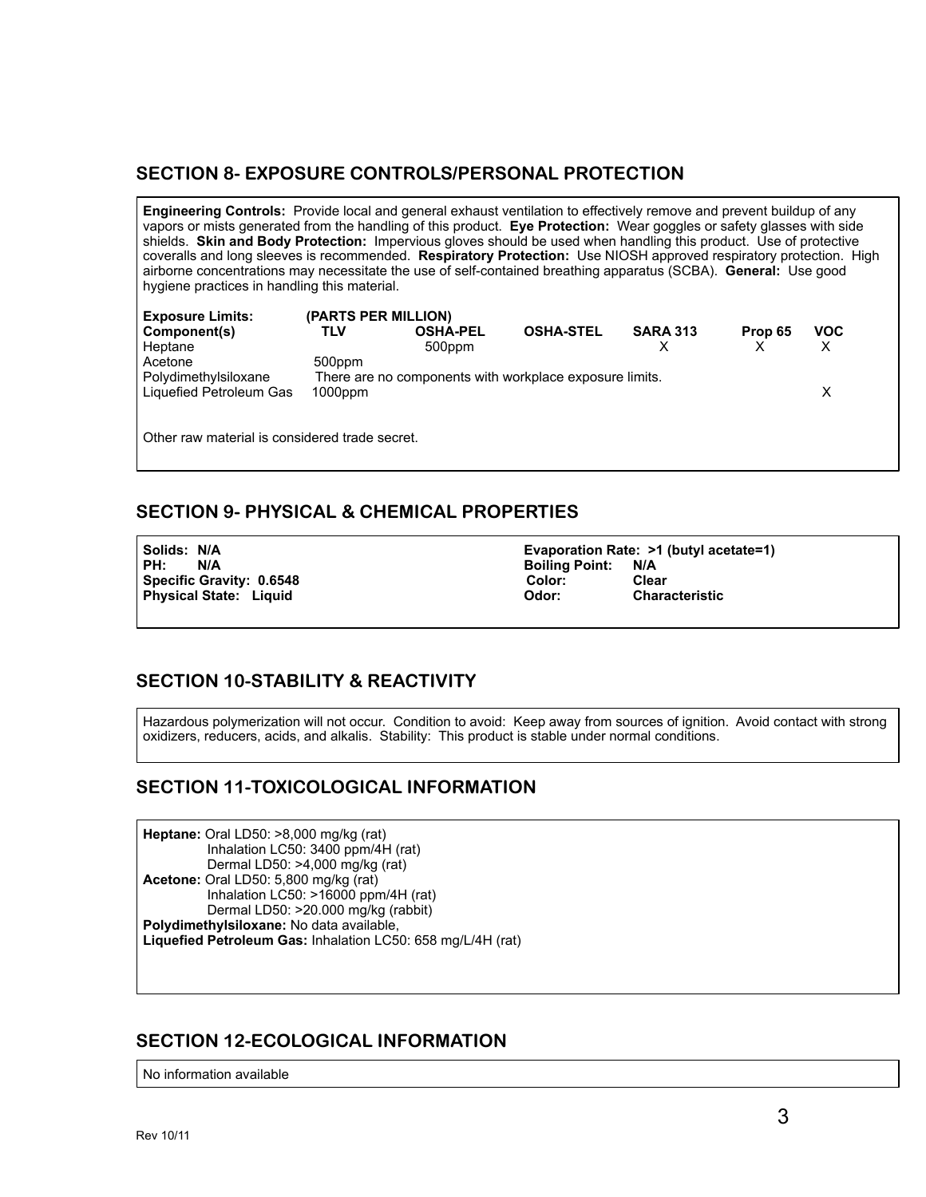## SECTION 8- EXPOSURE CONTROLS/PERSONAL PROTECTION

**Engineering Controls:** Provide local and general exhaust ventilation to effectively remove and prevent buildup of any vapors or mists generated from the handling of this product. **Eye Protection:** Wear goggles or safety glasses with side shields. **Skin and Body Protection:** Impervious gloves should be used when handling this product. Use of protective coveralls and long sleeves is recommended. **Respiratory Protection:** Use NIOSH approved respiratory protection. High airborne concentrations may necessitate the use of self-contained breathing apparatus (SCBA). **General:** Use good hygiene practices in handling this material.

**Exposure Limits:** **(PARTS PER MILLION)**

| **Component(s)** | **TLV** | **OSHA-PEL** | **OSHA-STEL** | **SARA 313** | **Prop 65** | **VOC** |
|---|---|---|---|---|---|---|
| Heptane | | 500ppm | | X | X | X |
| Acetone | 500ppm | | | | | |
| Polydimethylsiloxane | There are no components with workplace exposure limits. | | | | | |
| Liquefied Petroleum Gas | 1000ppm | | | | | X |

Other raw material is considered trade secret.

## SECTION 9- PHYSICAL & CHEMICAL PROPERTIES

**Solids: N/A**
**PH: N/A**
**Specific Gravity: 0.6548**
**Physical State: Liquid**
**Evaporation Rate: >1 (butyl acetate=1)**
**Boiling Point: N/A**
**Color: Clear**
**Odor: Characteristic**

## SECTION 10-STABILITY & REACTIVITY

Hazardous polymerization will not occur. Condition to avoid: Keep away from sources of ignition. Avoid contact with strong oxidizers, reducers, acids, and alkalis. Stability: This product is stable under normal conditions.

## SECTION 11-TOXICOLOGICAL INFORMATION

**Heptane:** Oral LD50: >8,000 mg/kg (rat)
Inhalation LC50: 3400 ppm/4H (rat)
Dermal LD50: >4,000 mg/kg (rat)
**Acetone:** Oral LD50: 5,800 mg/kg (rat)
Inhalation LC50: >16000 ppm/4H (rat)
Dermal LD50: >20.000 mg/kg (rabbit)
**Polydimethylsiloxane:** No data available,
**Liquefied Petroleum Gas:** Inhalation LC50: 658 mg/L/4H (rat)

## SECTION 12-ECOLOGICAL INFORMATION

No information available

Rev 10/11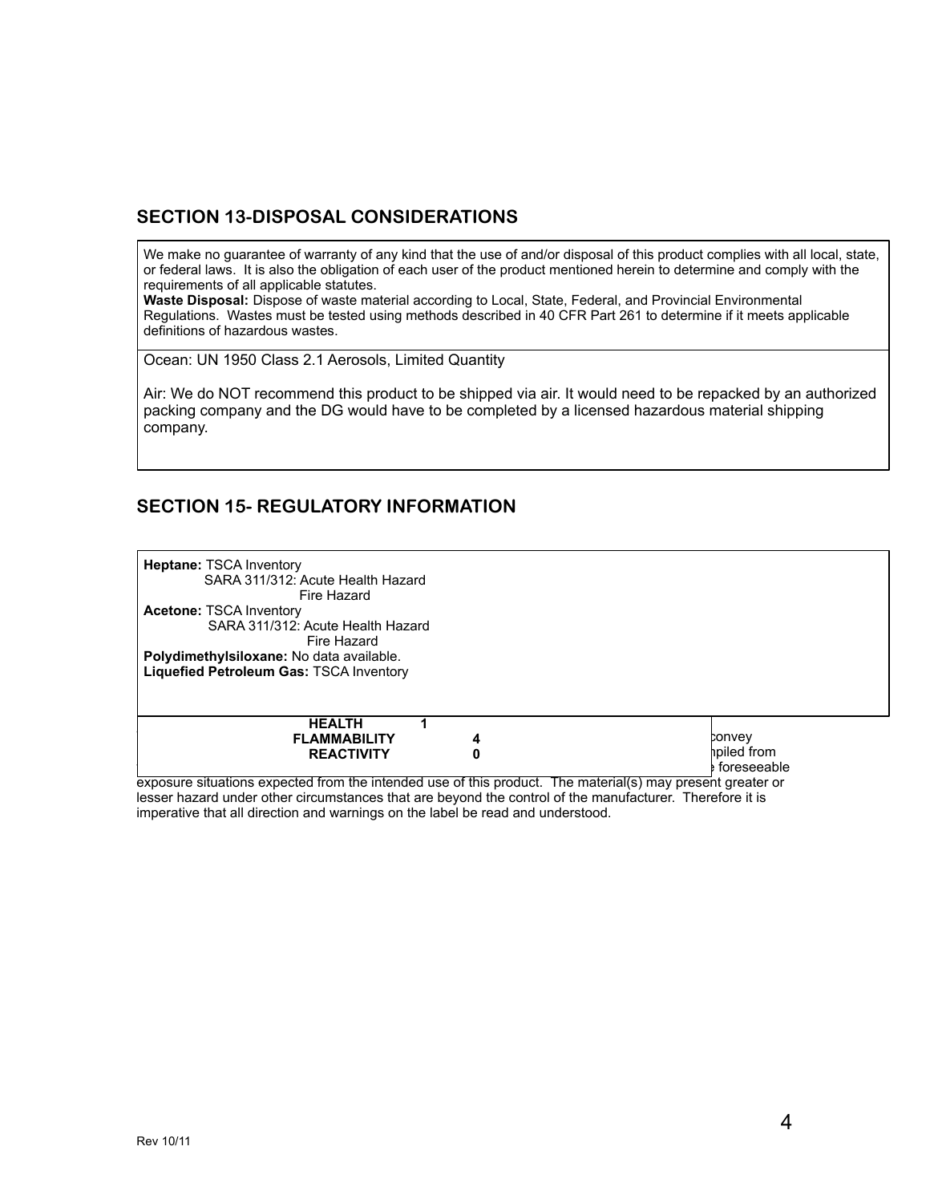## SECTION 13-DISPOSAL CONSIDERATIONS

We make no guarantee of warranty of any kind that the use of and/or disposal of this product complies with all local, state, or federal laws. It is also the obligation of each user of the product mentioned herein to determine and comply with the requirements of all applicable statutes.

**Waste Disposal:** Dispose of waste material according to Local, State, Federal, and Provincial Environmental Regulations. Wastes must be tested using methods described in 40 CFR Part 261 to determine if it meets applicable definitions of hazardous wastes.

Ocean: UN 1950 Class 2.1 Aerosols, Limited Quantity

Air: We do NOT recommend this product to be shipped via air. It would need to be repacked by an authorized packing company and the DG would have to be completed by a licensed hazardous material shipping company.

## SECTION 15- REGULATORY INFORMATION

**Heptane:** TSCA Inventory
SARA 311/312: Acute Health Hazard
Fire Hazard

**Acetone:** TSCA Inventory
SARA 311/312: Acute Health Hazard
Fire Hazard

**Polydimethylsiloxane:** No data available.

**Liquefied Petroleum Gas:** TSCA Inventory

| | |
|---|---|
| **HEALTH** | **1** |
| **FLAMMABILITY** | **4** |
| **REACTIVITY** | **0** |

convey
piled from
foreseeable
exposure situations expected from the intended use of this product. The material(s) may present greater or lesser hazard under other circumstances that are beyond the control of the manufacturer. Therefore it is imperative that all direction and warnings on the label be read and understood.

Rev 10/11